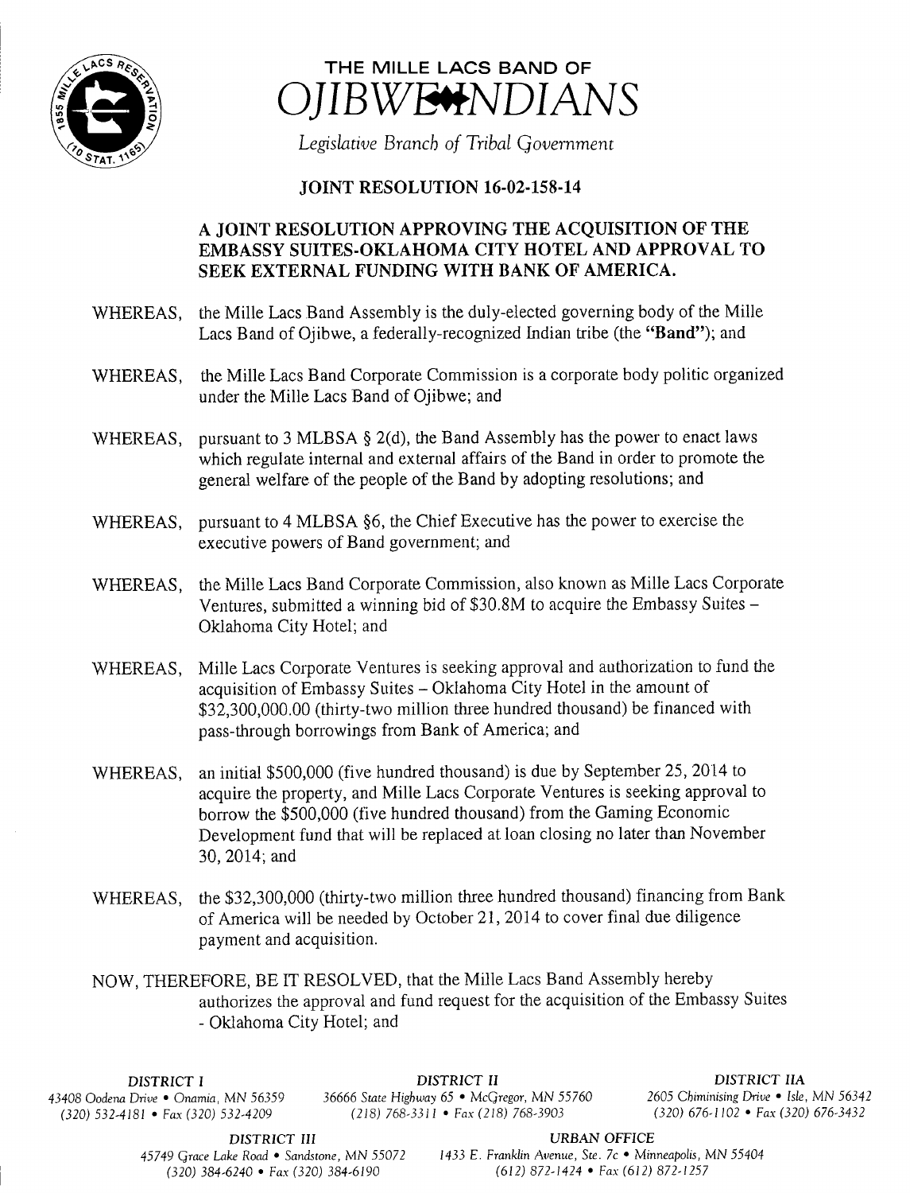# THE MILLE LACS BAND OF OJIBWE INDIANS

*Legislative Branch of Tribal Government*

## JOINT RESOLUTION 16-02-158-14

### A JOINT RESOLUTION APPROVING THE ACQUISITION OF THE EMBASSY SUITES-OKLAHOMA CITY HOTEL AND APPROVAL TO SEEK EXTERNAL FUNDING WITH BANK OF AMERICA.

WHEREAS, the Mille Lacs Band Assembly is the duly-elected governing body of the Mille Lacs Band of Ojibwe, a federally-recognized Indian tribe (the **"Band"**); and

WHEREAS, the Mille Lacs Band Corporate Commission is a corporate body politic organized under the Mille Lacs Band of Ojibwe; and

WHEREAS, pursuant to 3 MLBSA § 2(d), the Band Assembly has the power to enact laws which regulate internal and external affairs of the Band in order to promote the general welfare of the people of the Band by adopting resolutions; and

WHEREAS, pursuant to 4 MLBSA §6, the Chief Executive has the power to exercise the executive powers of Band government; and

WHEREAS, the Mille Lacs Band Corporate Commission, also known as Mille Lacs Corporate Ventures, submitted a winning bid of $30.8M to acquire the Embassy Suites – Oklahoma City Hotel; and

WHEREAS, Mille Lacs Corporate Ventures is seeking approval and authorization to fund the acquisition of Embassy Suites – Oklahoma City Hotel in the amount of $32,300,000.00 (thirty-two million three hundred thousand) be financed with pass-through borrowings from Bank of America; and

WHEREAS, an initial $500,000 (five hundred thousand) is due by September 25, 2014 to acquire the property, and Mille Lacs Corporate Ventures is seeking approval to borrow the $500,000 (five hundred thousand) from the Gaming Economic Development fund that will be replaced at loan closing no later than November 30, 2014; and

WHEREAS, the $32,300,000 (thirty-two million three hundred thousand) financing from Bank of America will be needed by October 21, 2014 to cover final due diligence payment and acquisition.

NOW, THEREFORE, BE IT RESOLVED, that the Mille Lacs Band Assembly hereby authorizes the approval and fund request for the acquisition of the Embassy Suites - Oklahoma City Hotel; and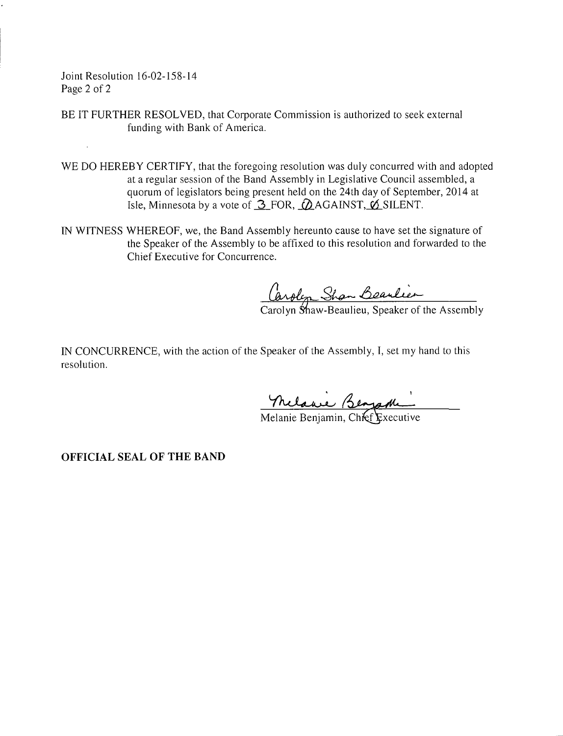Joint Resolution 16-02-158-14

BE IT FURTHER RESOLVED, that Corporate Commission is authorized to seek external funding with Bank of America.

WE DO HEREBY CERTIFY, that the foregoing resolution was duly concurred with and adopted at a regular session of the Band Assembly in Legislative Council assembled, a quorum of legislators being present held on the 24th day of September, 2014 at Isle, Minnesota by a vote of 3 FOR, 0 AGAINST, 0 SILENT.

IN WITNESS WHEREOF, we, the Band Assembly hereunto cause to have set the signature of the Speaker of the Assembly to be affixed to this resolution and forwarded to the Chief Executive for Concurrence.

Carolyn Shaw-Beaulieu, Speaker of the Assembly

IN CONCURRENCE, with the action of the Speaker of the Assembly, I, set my hand to this resolution.

Melanie Benjamin, Chief Executive

**OFFICIAL SEAL OF THE BAND**